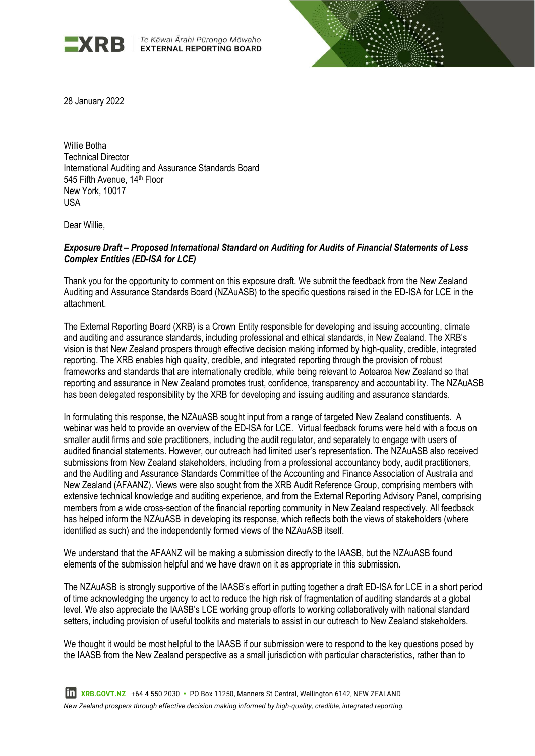XRB | Te Kāwai Ārahi Pūrongo Mōwaho
EXTERNAL REPORTING BOARD

28 January 2022

Willie Botha
Technical Director
International Auditing and Assurance Standards Board
545 Fifth Avenue, 14th Floor
New York, 10017
USA

Dear Willie,

***Exposure Draft – Proposed International Standard on Auditing for Audits of Financial Statements of Less Complex Entities (ED-ISA for LCE)***

Thank you for the opportunity to comment on this exposure draft. We submit the feedback from the New Zealand Auditing and Assurance Standards Board (NZAuASB) to the specific questions raised in the ED-ISA for LCE in the attachment.

The External Reporting Board (XRB) is a Crown Entity responsible for developing and issuing accounting, climate and auditing and assurance standards, including professional and ethical standards, in New Zealand. The XRB's vision is that New Zealand prospers through effective decision making informed by high-quality, credible, integrated reporting. The XRB enables high quality, credible, and integrated reporting through the provision of robust frameworks and standards that are internationally credible, while being relevant to Aotearoa New Zealand so that reporting and assurance in New Zealand promotes trust, confidence, transparency and accountability. The NZAuASB has been delegated responsibility by the XRB for developing and issuing auditing and assurance standards.

In formulating this response, the NZAuASB sought input from a range of targeted New Zealand constituents. A webinar was held to provide an overview of the ED-ISA for LCE. Virtual feedback forums were held with a focus on smaller audit firms and sole practitioners, including the audit regulator, and separately to engage with users of audited financial statements. However, our outreach had limited user's representation. The NZAuASB also received submissions from New Zealand stakeholders, including from a professional accountancy body, audit practitioners, and the Auditing and Assurance Standards Committee of the Accounting and Finance Association of Australia and New Zealand (AFAANZ). Views were also sought from the XRB Audit Reference Group, comprising members with extensive technical knowledge and auditing experience, and from the External Reporting Advisory Panel, comprising members from a wide cross-section of the financial reporting community in New Zealand respectively. All feedback has helped inform the NZAuASB in developing its response, which reflects both the views of stakeholders (where identified as such) and the independently formed views of the NZAuASB itself.

We understand that the AFAANZ will be making a submission directly to the IAASB, but the NZAuASB found elements of the submission helpful and we have drawn on it as appropriate in this submission.

The NZAuASB is strongly supportive of the IAASB's effort in putting together a draft ED-ISA for LCE in a short period of time acknowledging the urgency to act to reduce the high risk of fragmentation of auditing standards at a global level. We also appreciate the IAASB's LCE working group efforts to working collaboratively with national standard setters, including provision of useful toolkits and materials to assist in our outreach to New Zealand stakeholders.

We thought it would be most helpful to the IAASB if our submission were to respond to the key questions posed by the IAASB from the New Zealand perspective as a small jurisdiction with particular characteristics, rather than to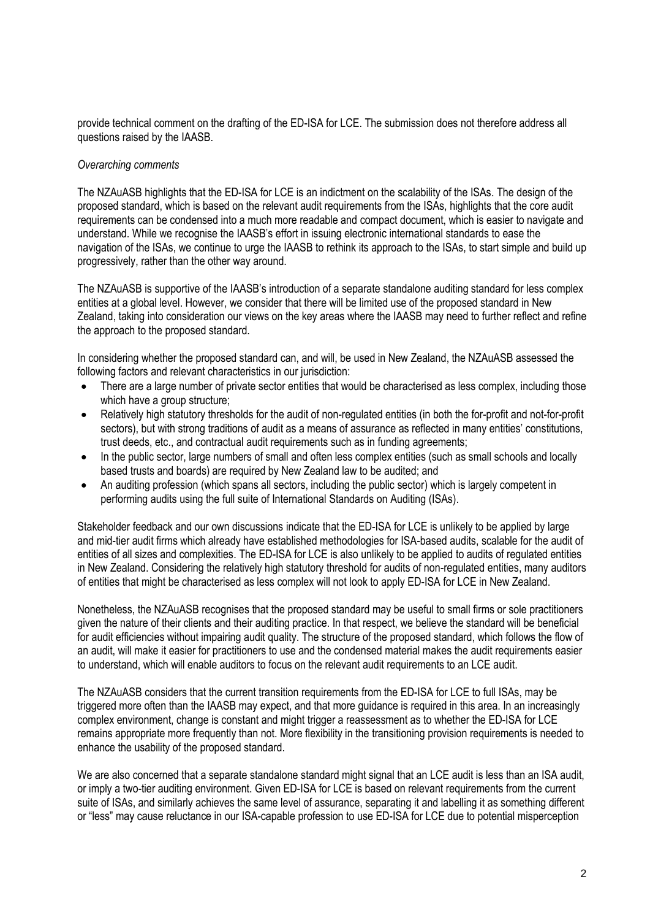provide technical comment on the drafting of the ED-ISA for LCE. The submission does not therefore address all questions raised by the IAASB.

*Overarching comments*

The NZAuASB highlights that the ED-ISA for LCE is an indictment on the scalability of the ISAs. The design of the proposed standard, which is based on the relevant audit requirements from the ISAs, highlights that the core audit requirements can be condensed into a much more readable and compact document, which is easier to navigate and understand. While we recognise the IAASB's effort in issuing electronic international standards to ease the navigation of the ISAs, we continue to urge the IAASB to rethink its approach to the ISAs, to start simple and build up progressively, rather than the other way around.

The NZAuASB is supportive of the IAASB's introduction of a separate standalone auditing standard for less complex entities at a global level. However, we consider that there will be limited use of the proposed standard in New Zealand, taking into consideration our views on the key areas where the IAASB may need to further reflect and refine the approach to the proposed standard.

In considering whether the proposed standard can, and will, be used in New Zealand, the NZAuASB assessed the following factors and relevant characteristics in our jurisdiction:

- There are a large number of private sector entities that would be characterised as less complex, including those which have a group structure;
- Relatively high statutory thresholds for the audit of non-regulated entities (in both the for-profit and not-for-profit sectors), but with strong traditions of audit as a means of assurance as reflected in many entities' constitutions, trust deeds, etc., and contractual audit requirements such as in funding agreements;
- In the public sector, large numbers of small and often less complex entities (such as small schools and locally based trusts and boards) are required by New Zealand law to be audited; and
- An auditing profession (which spans all sectors, including the public sector) which is largely competent in performing audits using the full suite of International Standards on Auditing (ISAs).

Stakeholder feedback and our own discussions indicate that the ED-ISA for LCE is unlikely to be applied by large and mid-tier audit firms which already have established methodologies for ISA-based audits, scalable for the audit of entities of all sizes and complexities. The ED-ISA for LCE is also unlikely to be applied to audits of regulated entities in New Zealand. Considering the relatively high statutory threshold for audits of non-regulated entities, many auditors of entities that might be characterised as less complex will not look to apply ED-ISA for LCE in New Zealand.

Nonetheless, the NZAuASB recognises that the proposed standard may be useful to small firms or sole practitioners given the nature of their clients and their auditing practice. In that respect, we believe the standard will be beneficial for audit efficiencies without impairing audit quality. The structure of the proposed standard, which follows the flow of an audit, will make it easier for practitioners to use and the condensed material makes the audit requirements easier to understand, which will enable auditors to focus on the relevant audit requirements to an LCE audit.

The NZAuASB considers that the current transition requirements from the ED-ISA for LCE to full ISAs, may be triggered more often than the IAASB may expect, and that more guidance is required in this area. In an increasingly complex environment, change is constant and might trigger a reassessment as to whether the ED-ISA for LCE remains appropriate more frequently than not. More flexibility in the transitioning provision requirements is needed to enhance the usability of the proposed standard.

We are also concerned that a separate standalone standard might signal that an LCE audit is less than an ISA audit, or imply a two-tier auditing environment. Given ED-ISA for LCE is based on relevant requirements from the current suite of ISAs, and similarly achieves the same level of assurance, separating it and labelling it as something different or "less" may cause reluctance in our ISA-capable profession to use ED-ISA for LCE due to potential misperception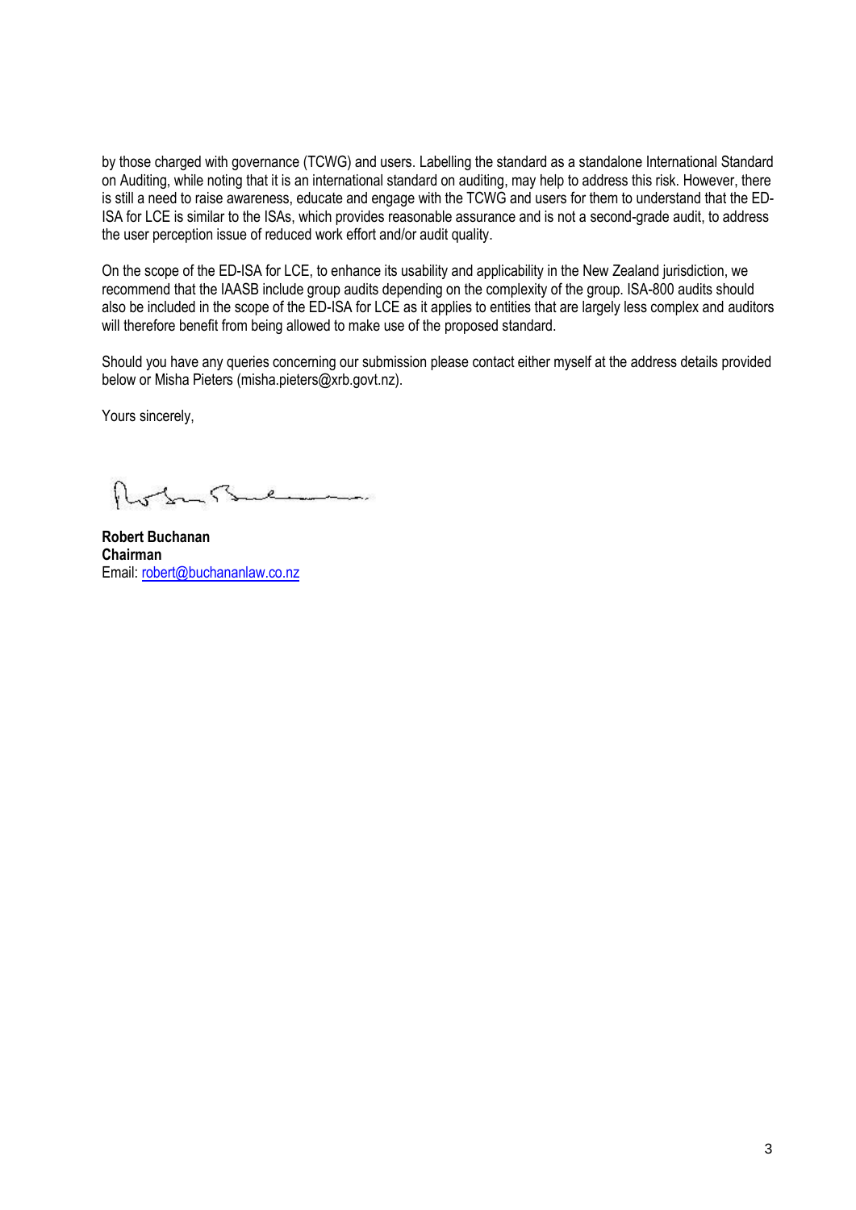by those charged with governance (TCWG) and users. Labelling the standard as a standalone International Standard on Auditing, while noting that it is an international standard on auditing, may help to address this risk. However, there is still a need to raise awareness, educate and engage with the TCWG and users for them to understand that the ED-ISA for LCE is similar to the ISAs, which provides reasonable assurance and is not a second-grade audit, to address the user perception issue of reduced work effort and/or audit quality.

On the scope of the ED-ISA for LCE, to enhance its usability and applicability in the New Zealand jurisdiction, we recommend that the IAASB include group audits depending on the complexity of the group. ISA-800 audits should also be included in the scope of the ED-ISA for LCE as it applies to entities that are largely less complex and auditors will therefore benefit from being allowed to make use of the proposed standard.

Should you have any queries concerning our submission please contact either myself at the address details provided below or Misha Pieters (misha.pieters@xrb.govt.nz).

Yours sincerely,

**Robert Buchanan**
**Chairman**
Email: robert@buchananlaw.co.nz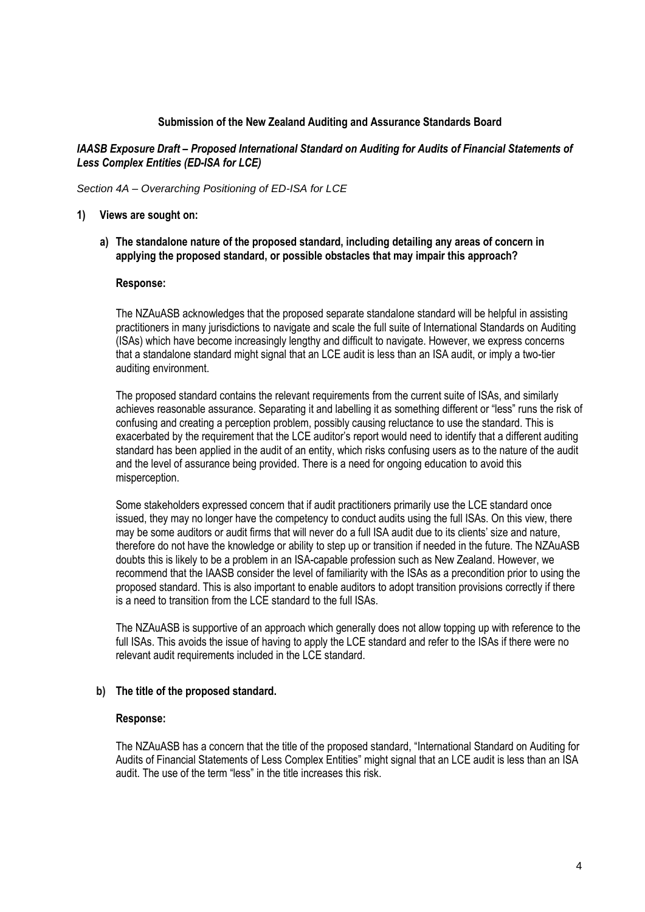**Submission of the New Zealand Auditing and Assurance Standards Board**

***IAASB Exposure Draft – Proposed International Standard on Auditing for Audits of Financial Statements of Less Complex Entities (ED-ISA for LCE)***

*Section 4A – Overarching Positioning of ED-ISA for LCE*

**1) Views are sought on:**

**a) The standalone nature of the proposed standard, including detailing any areas of concern in applying the proposed standard, or possible obstacles that may impair this approach?**

**Response:**

The NZAuASB acknowledges that the proposed separate standalone standard will be helpful in assisting practitioners in many jurisdictions to navigate and scale the full suite of International Standards on Auditing (ISAs) which have become increasingly lengthy and difficult to navigate. However, we express concerns that a standalone standard might signal that an LCE audit is less than an ISA audit, or imply a two-tier auditing environment.

The proposed standard contains the relevant requirements from the current suite of ISAs, and similarly achieves reasonable assurance. Separating it and labelling it as something different or "less" runs the risk of confusing and creating a perception problem, possibly causing reluctance to use the standard. This is exacerbated by the requirement that the LCE auditor's report would need to identify that a different auditing standard has been applied in the audit of an entity, which risks confusing users as to the nature of the audit and the level of assurance being provided. There is a need for ongoing education to avoid this misperception.

Some stakeholders expressed concern that if audit practitioners primarily use the LCE standard once issued, they may no longer have the competency to conduct audits using the full ISAs. On this view, there may be some auditors or audit firms that will never do a full ISA audit due to its clients' size and nature, therefore do not have the knowledge or ability to step up or transition if needed in the future. The NZAuASB doubts this is likely to be a problem in an ISA-capable profession such as New Zealand. However, we recommend that the IAASB consider the level of familiarity with the ISAs as a precondition prior to using the proposed standard. This is also important to enable auditors to adopt transition provisions correctly if there is a need to transition from the LCE standard to the full ISAs.

The NZAuASB is supportive of an approach which generally does not allow topping up with reference to the full ISAs. This avoids the issue of having to apply the LCE standard and refer to the ISAs if there were no relevant audit requirements included in the LCE standard.

**b) The title of the proposed standard.**

**Response:**

The NZAuASB has a concern that the title of the proposed standard, "International Standard on Auditing for Audits of Financial Statements of Less Complex Entities" might signal that an LCE audit is less than an ISA audit. The use of the term "less" in the title increases this risk.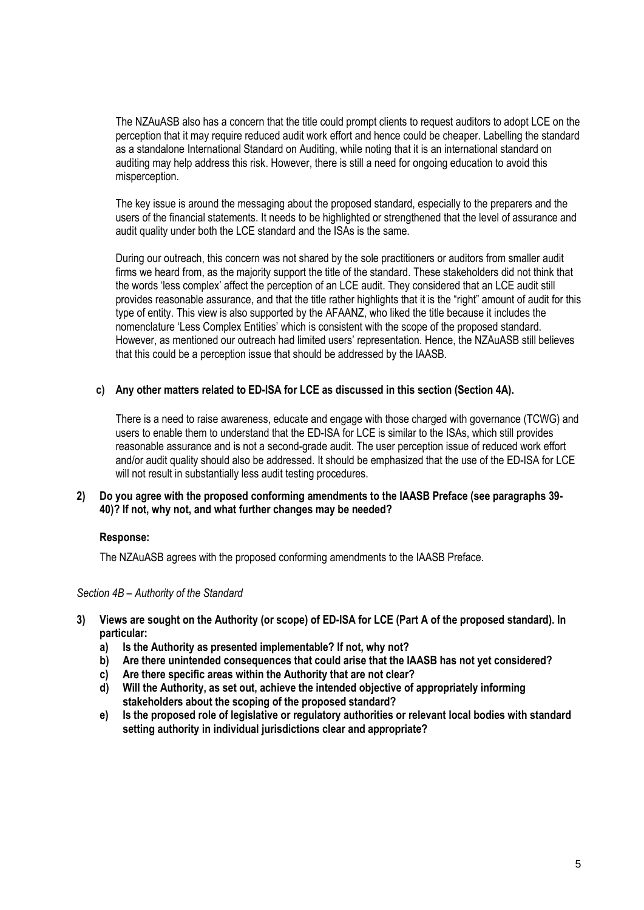The NZAuASB also has a concern that the title could prompt clients to request auditors to adopt LCE on the perception that it may require reduced audit work effort and hence could be cheaper. Labelling the standard as a standalone International Standard on Auditing, while noting that it is an international standard on auditing may help address this risk. However, there is still a need for ongoing education to avoid this misperception.

The key issue is around the messaging about the proposed standard, especially to the preparers and the users of the financial statements. It needs to be highlighted or strengthened that the level of assurance and audit quality under both the LCE standard and the ISAs is the same.

During our outreach, this concern was not shared by the sole practitioners or auditors from smaller audit firms we heard from, as the majority support the title of the standard. These stakeholders did not think that the words 'less complex' affect the perception of an LCE audit. They considered that an LCE audit still provides reasonable assurance, and that the title rather highlights that it is the "right" amount of audit for this type of entity. This view is also supported by the AFAANZ, who liked the title because it includes the nomenclature 'Less Complex Entities' which is consistent with the scope of the proposed standard. However, as mentioned our outreach had limited users' representation. Hence, the NZAuASB still believes that this could be a perception issue that should be addressed by the IAASB.

**c) Any other matters related to ED-ISA for LCE as discussed in this section (Section 4A).**

There is a need to raise awareness, educate and engage with those charged with governance (TCWG) and users to enable them to understand that the ED-ISA for LCE is similar to the ISAs, which still provides reasonable assurance and is not a second-grade audit. The user perception issue of reduced work effort and/or audit quality should also be addressed. It should be emphasized that the use of the ED-ISA for LCE will not result in substantially less audit testing procedures.

**2) Do you agree with the proposed conforming amendments to the IAASB Preface (see paragraphs 39-40)? If not, why not, and what further changes may be needed?**

**Response:**

The NZAuASB agrees with the proposed conforming amendments to the IAASB Preface.

*Section 4B – Authority of the Standard*

**3) Views are sought on the Authority (or scope) of ED-ISA for LCE (Part A of the proposed standard). In particular:**

**a) Is the Authority as presented implementable? If not, why not?**

**b) Are there unintended consequences that could arise that the IAASB has not yet considered?**

**c) Are there specific areas within the Authority that are not clear?**

**d) Will the Authority, as set out, achieve the intended objective of appropriately informing stakeholders about the scoping of the proposed standard?**

**e) Is the proposed role of legislative or regulatory authorities or relevant local bodies with standard setting authority in individual jurisdictions clear and appropriate?**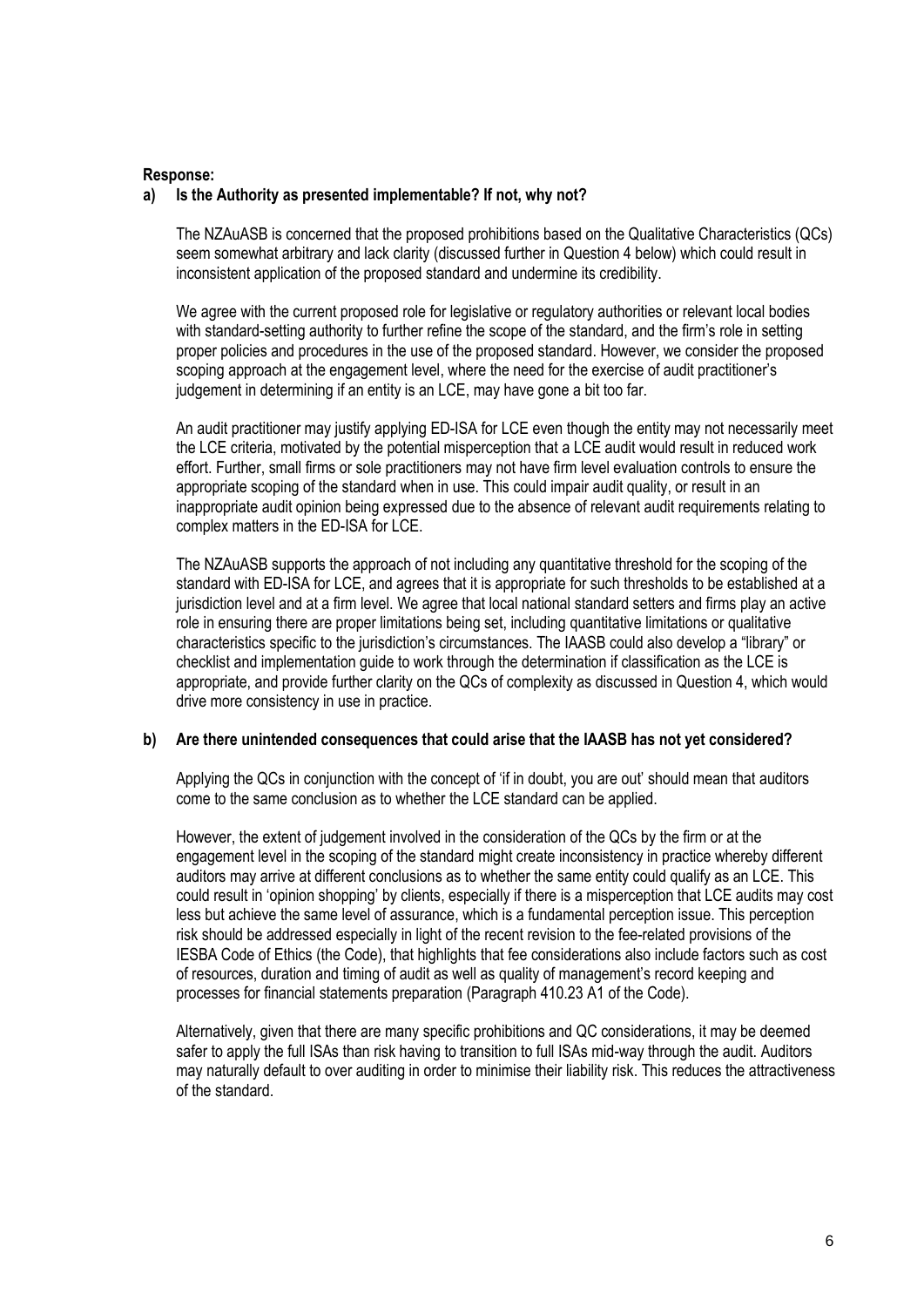**Response:**

**a) Is the Authority as presented implementable? If not, why not?**

The NZAuASB is concerned that the proposed prohibitions based on the Qualitative Characteristics (QCs) seem somewhat arbitrary and lack clarity (discussed further in Question 4 below) which could result in inconsistent application of the proposed standard and undermine its credibility.

We agree with the current proposed role for legislative or regulatory authorities or relevant local bodies with standard-setting authority to further refine the scope of the standard, and the firm's role in setting proper policies and procedures in the use of the proposed standard. However, we consider the proposed scoping approach at the engagement level, where the need for the exercise of audit practitioner's judgement in determining if an entity is an LCE, may have gone a bit too far.

An audit practitioner may justify applying ED-ISA for LCE even though the entity may not necessarily meet the LCE criteria, motivated by the potential misperception that a LCE audit would result in reduced work effort. Further, small firms or sole practitioners may not have firm level evaluation controls to ensure the appropriate scoping of the standard when in use. This could impair audit quality, or result in an inappropriate audit opinion being expressed due to the absence of relevant audit requirements relating to complex matters in the ED-ISA for LCE.

The NZAuASB supports the approach of not including any quantitative threshold for the scoping of the standard with ED-ISA for LCE, and agrees that it is appropriate for such thresholds to be established at a jurisdiction level and at a firm level. We agree that local national standard setters and firms play an active role in ensuring there are proper limitations being set, including quantitative limitations or qualitative characteristics specific to the jurisdiction's circumstances. The IAASB could also develop a "library" or checklist and implementation guide to work through the determination if classification as the LCE is appropriate, and provide further clarity on the QCs of complexity as discussed in Question 4, which would drive more consistency in use in practice.

**b) Are there unintended consequences that could arise that the IAASB has not yet considered?**

Applying the QCs in conjunction with the concept of 'if in doubt, you are out' should mean that auditors come to the same conclusion as to whether the LCE standard can be applied.

However, the extent of judgement involved in the consideration of the QCs by the firm or at the engagement level in the scoping of the standard might create inconsistency in practice whereby different auditors may arrive at different conclusions as to whether the same entity could qualify as an LCE. This could result in 'opinion shopping' by clients, especially if there is a misperception that LCE audits may cost less but achieve the same level of assurance, which is a fundamental perception issue. This perception risk should be addressed especially in light of the recent revision to the fee-related provisions of the IESBA Code of Ethics (the Code), that highlights that fee considerations also include factors such as cost of resources, duration and timing of audit as well as quality of management's record keeping and processes for financial statements preparation (Paragraph 410.23 A1 of the Code).

Alternatively, given that there are many specific prohibitions and QC considerations, it may be deemed safer to apply the full ISAs than risk having to transition to full ISAs mid-way through the audit. Auditors may naturally default to over auditing in order to minimise their liability risk. This reduces the attractiveness of the standard.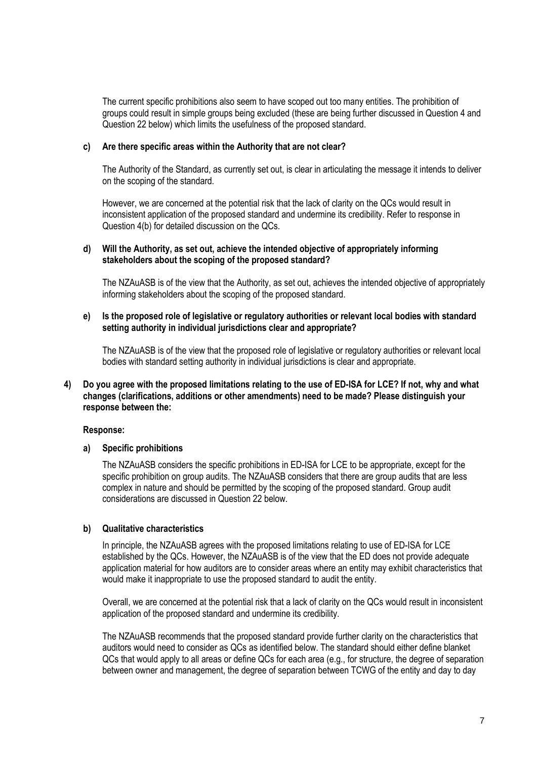The current specific prohibitions also seem to have scoped out too many entities. The prohibition of groups could result in simple groups being excluded (these are being further discussed in Question 4 and Question 22 below) which limits the usefulness of the proposed standard.

**c) Are there specific areas within the Authority that are not clear?**

The Authority of the Standard, as currently set out, is clear in articulating the message it intends to deliver on the scoping of the standard.

However, we are concerned at the potential risk that the lack of clarity on the QCs would result in inconsistent application of the proposed standard and undermine its credibility. Refer to response in Question 4(b) for detailed discussion on the QCs.

**d) Will the Authority, as set out, achieve the intended objective of appropriately informing stakeholders about the scoping of the proposed standard?**

The NZAuASB is of the view that the Authority, as set out, achieves the intended objective of appropriately informing stakeholders about the scoping of the proposed standard.

**e) Is the proposed role of legislative or regulatory authorities or relevant local bodies with standard setting authority in individual jurisdictions clear and appropriate?**

The NZAuASB is of the view that the proposed role of legislative or regulatory authorities or relevant local bodies with standard setting authority in individual jurisdictions is clear and appropriate.

**4) Do you agree with the proposed limitations relating to the use of ED-ISA for LCE? If not, why and what changes (clarifications, additions or other amendments) need to be made? Please distinguish your response between the:**

**Response:**

**a) Specific prohibitions**

The NZAuASB considers the specific prohibitions in ED-ISA for LCE to be appropriate, except for the specific prohibition on group audits. The NZAuASB considers that there are group audits that are less complex in nature and should be permitted by the scoping of the proposed standard. Group audit considerations are discussed in Question 22 below.

**b) Qualitative characteristics**

In principle, the NZAuASB agrees with the proposed limitations relating to use of ED-ISA for LCE established by the QCs. However, the NZAuASB is of the view that the ED does not provide adequate application material for how auditors are to consider areas where an entity may exhibit characteristics that would make it inappropriate to use the proposed standard to audit the entity.

Overall, we are concerned at the potential risk that a lack of clarity on the QCs would result in inconsistent application of the proposed standard and undermine its credibility.

The NZAuASB recommends that the proposed standard provide further clarity on the characteristics that auditors would need to consider as QCs as identified below. The standard should either define blanket QCs that would apply to all areas or define QCs for each area (e.g., for structure, the degree of separation between owner and management, the degree of separation between TCWG of the entity and day to day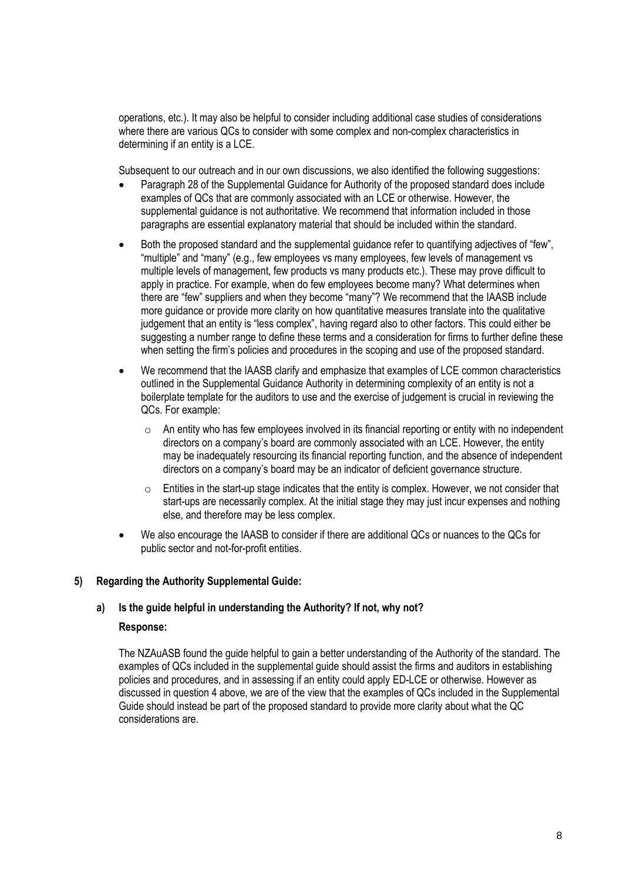operations, etc.). It may also be helpful to consider including additional case studies of considerations where there are various QCs to consider with some complex and non-complex characteristics in determining if an entity is a LCE.

Subsequent to our outreach and in our own discussions, we also identified the following suggestions:

- Paragraph 28 of the Supplemental Guidance for Authority of the proposed standard does include examples of QCs that are commonly associated with an LCE or otherwise. However, the supplemental guidance is not authoritative. We recommend that information included in those paragraphs are essential explanatory material that should be included within the standard.
- Both the proposed standard and the supplemental guidance refer to quantifying adjectives of "few", "multiple" and "many" (e.g., few employees vs many employees, few levels of management vs multiple levels of management, few products vs many products etc.). These may prove difficult to apply in practice. For example, when do few employees become many? What determines when there are "few" suppliers and when they become "many"? We recommend that the IAASB include more guidance or provide more clarity on how quantitative measures translate into the qualitative judgement that an entity is "less complex", having regard also to other factors. This could either be suggesting a number range to define these terms and a consideration for firms to further define these when setting the firm's policies and procedures in the scoping and use of the proposed standard.
- We recommend that the IAASB clarify and emphasize that examples of LCE common characteristics outlined in the Supplemental Guidance Authority in determining complexity of an entity is not a boilerplate template for the auditors to use and the exercise of judgement is crucial in reviewing the QCs. For example:
  - An entity who has few employees involved in its financial reporting or entity with no independent directors on a company's board are commonly associated with an LCE. However, the entity may be inadequately resourcing its financial reporting function, and the absence of independent directors on a company's board may be an indicator of deficient governance structure.
  - Entities in the start-up stage indicates that the entity is complex. However, we not consider that start-ups are necessarily complex. At the initial stage they may just incur expenses and nothing else, and therefore may be less complex.
- We also encourage the IAASB to consider if there are additional QCs or nuances to the QCs for public sector and not-for-profit entities.

**5) Regarding the Authority Supplemental Guide:**

**a) Is the guide helpful in understanding the Authority? If not, why not?**

**Response:**

The NZAuASB found the guide helpful to gain a better understanding of the Authority of the standard. The examples of QCs included in the supplemental guide should assist the firms and auditors in establishing policies and procedures, and in assessing if an entity could apply ED-LCE or otherwise. However as discussed in question 4 above, we are of the view that the examples of QCs included in the Supplemental Guide should instead be part of the proposed standard to provide more clarity about what the QC considerations are.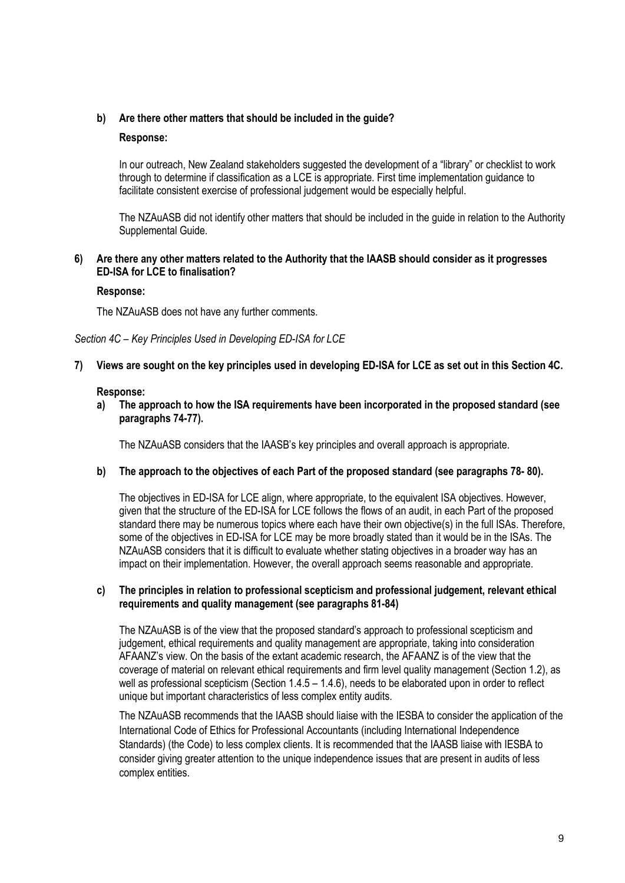**b) Are there other matters that should be included in the guide?**

**Response:**

In our outreach, New Zealand stakeholders suggested the development of a "library" or checklist to work through to determine if classification as a LCE is appropriate. First time implementation guidance to facilitate consistent exercise of professional judgement would be especially helpful.

The NZAuASB did not identify other matters that should be included in the guide in relation to the Authority Supplemental Guide.

**6) Are there any other matters related to the Authority that the IAASB should consider as it progresses ED-ISA for LCE to finalisation?**

**Response:**

The NZAuASB does not have any further comments.

*Section 4C – Key Principles Used in Developing ED-ISA for LCE*

**7) Views are sought on the key principles used in developing ED-ISA for LCE as set out in this Section 4C.**

**Response:**

**a) The approach to how the ISA requirements have been incorporated in the proposed standard (see paragraphs 74-77).**

The NZAuASB considers that the IAASB's key principles and overall approach is appropriate.

**b) The approach to the objectives of each Part of the proposed standard (see paragraphs 78- 80).**

The objectives in ED-ISA for LCE align, where appropriate, to the equivalent ISA objectives. However, given that the structure of the ED-ISA for LCE follows the flows of an audit, in each Part of the proposed standard there may be numerous topics where each have their own objective(s) in the full ISAs. Therefore, some of the objectives in ED-ISA for LCE may be more broadly stated than it would be in the ISAs. The NZAuASB considers that it is difficult to evaluate whether stating objectives in a broader way has an impact on their implementation. However, the overall approach seems reasonable and appropriate.

**c) The principles in relation to professional scepticism and professional judgement, relevant ethical requirements and quality management (see paragraphs 81-84)**

The NZAuASB is of the view that the proposed standard's approach to professional scepticism and judgement, ethical requirements and quality management are appropriate, taking into consideration AFAANZ's view. On the basis of the extant academic research, the AFAANZ is of the view that the coverage of material on relevant ethical requirements and firm level quality management (Section 1.2), as well as professional scepticism (Section 1.4.5 – 1.4.6), needs to be elaborated upon in order to reflect unique but important characteristics of less complex entity audits.

The NZAuASB recommends that the IAASB should liaise with the IESBA to consider the application of the International Code of Ethics for Professional Accountants (including International Independence Standards) (the Code) to less complex clients. It is recommended that the IAASB liaise with IESBA to consider giving greater attention to the unique independence issues that are present in audits of less complex entities.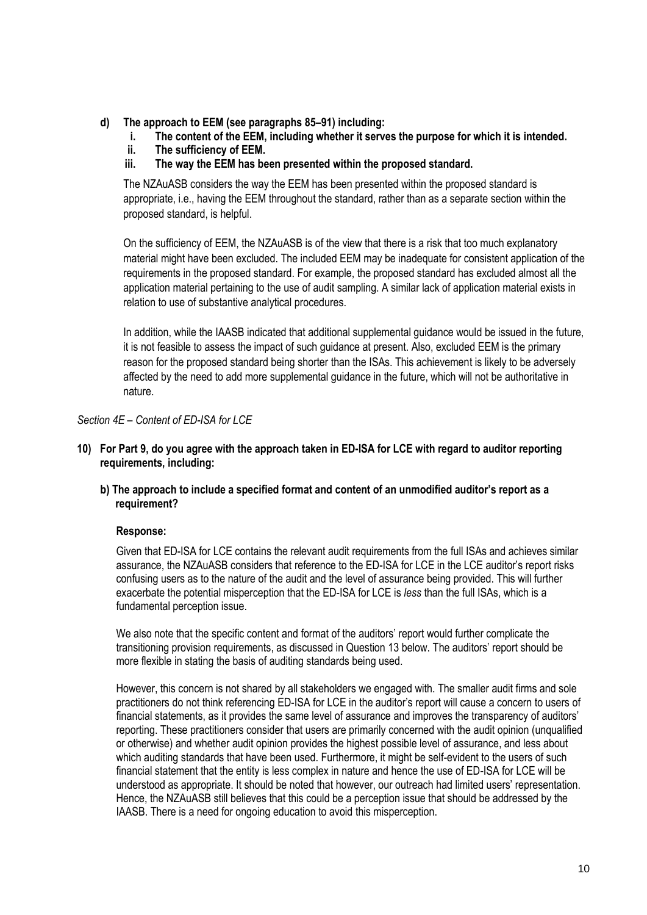**d) The approach to EEM (see paragraphs 85–91) including:**

  **i. The content of the EEM, including whether it serves the purpose for which it is intended.**

  **ii. The sufficiency of EEM.**

  **iii. The way the EEM has been presented within the proposed standard.**

The NZAuASB considers the way the EEM has been presented within the proposed standard is appropriate, i.e., having the EEM throughout the standard, rather than as a separate section within the proposed standard, is helpful.

On the sufficiency of EEM, the NZAuASB is of the view that there is a risk that too much explanatory material might have been excluded. The included EEM may be inadequate for consistent application of the requirements in the proposed standard. For example, the proposed standard has excluded almost all the application material pertaining to the use of audit sampling. A similar lack of application material exists in relation to use of substantive analytical procedures.

In addition, while the IAASB indicated that additional supplemental guidance would be issued in the future, it is not feasible to assess the impact of such guidance at present. Also, excluded EEM is the primary reason for the proposed standard being shorter than the ISAs. This achievement is likely to be adversely affected by the need to add more supplemental guidance in the future, which will not be authoritative in nature.

*Section 4E – Content of ED-ISA for LCE*

**10) For Part 9, do you agree with the approach taken in ED-ISA for LCE with regard to auditor reporting requirements, including:**

**b) The approach to include a specified format and content of an unmodified auditor's report as a requirement?**

**Response:**

Given that ED-ISA for LCE contains the relevant audit requirements from the full ISAs and achieves similar assurance, the NZAuASB considers that reference to the ED-ISA for LCE in the LCE auditor's report risks confusing users as to the nature of the audit and the level of assurance being provided. This will further exacerbate the potential misperception that the ED-ISA for LCE is *less* than the full ISAs, which is a fundamental perception issue.

We also note that the specific content and format of the auditors' report would further complicate the transitioning provision requirements, as discussed in Question 13 below. The auditors' report should be more flexible in stating the basis of auditing standards being used.

However, this concern is not shared by all stakeholders we engaged with. The smaller audit firms and sole practitioners do not think referencing ED-ISA for LCE in the auditor's report will cause a concern to users of financial statements, as it provides the same level of assurance and improves the transparency of auditors' reporting. These practitioners consider that users are primarily concerned with the audit opinion (unqualified or otherwise) and whether audit opinion provides the highest possible level of assurance, and less about which auditing standards that have been used. Furthermore, it might be self-evident to the users of such financial statement that the entity is less complex in nature and hence the use of ED-ISA for LCE will be understood as appropriate. It should be noted that however, our outreach had limited users' representation. Hence, the NZAuASB still believes that this could be a perception issue that should be addressed by the IAASB. There is a need for ongoing education to avoid this misperception.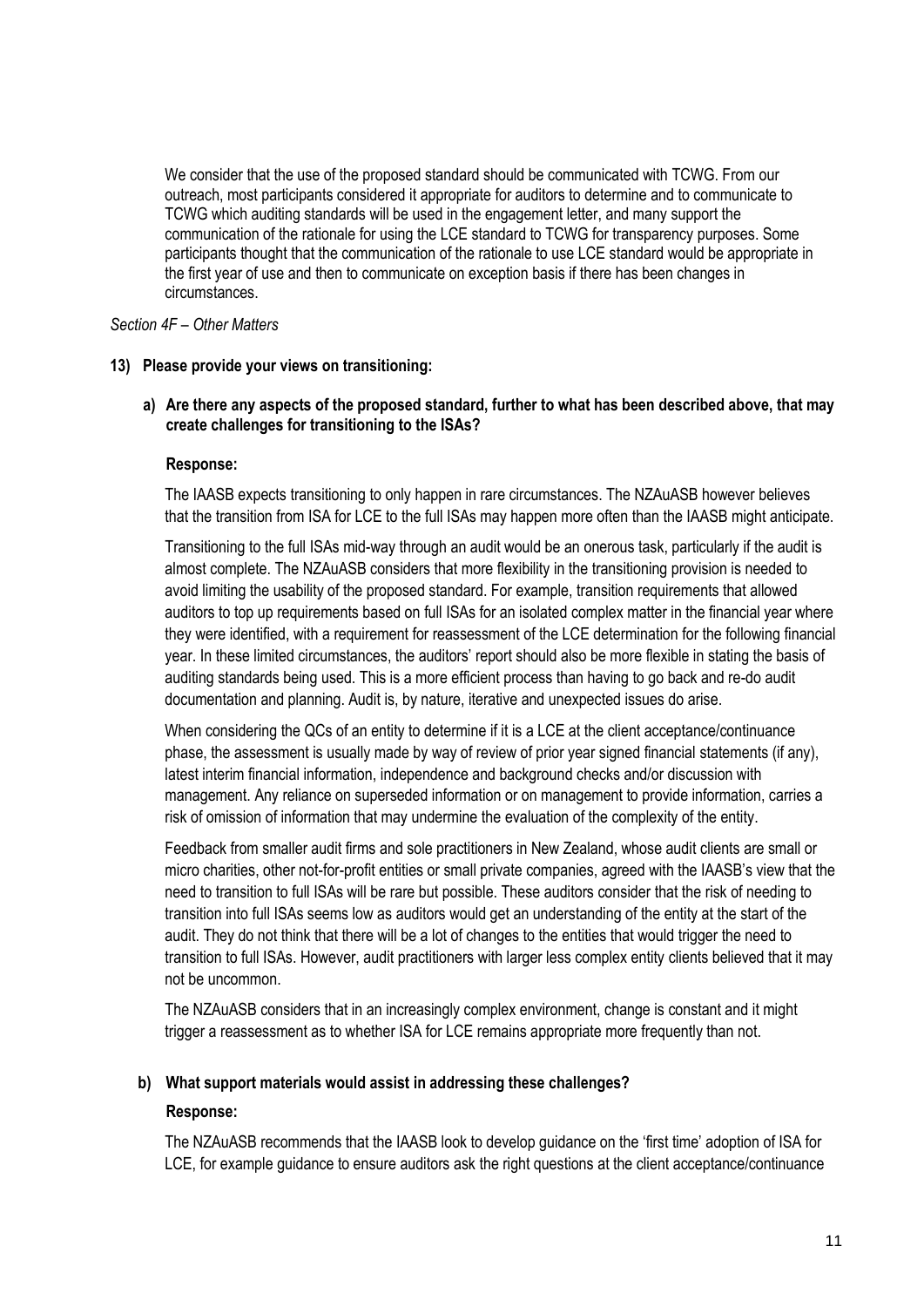We consider that the use of the proposed standard should be communicated with TCWG. From our outreach, most participants considered it appropriate for auditors to determine and to communicate to TCWG which auditing standards will be used in the engagement letter, and many support the communication of the rationale for using the LCE standard to TCWG for transparency purposes. Some participants thought that the communication of the rationale to use LCE standard would be appropriate in the first year of use and then to communicate on exception basis if there has been changes in circumstances.

*Section 4F – Other Matters*

**13) Please provide your views on transitioning:**

**a) Are there any aspects of the proposed standard, further to what has been described above, that may create challenges for transitioning to the ISAs?**

**Response:**

The IAASB expects transitioning to only happen in rare circumstances. The NZAuASB however believes that the transition from ISA for LCE to the full ISAs may happen more often than the IAASB might anticipate.

Transitioning to the full ISAs mid-way through an audit would be an onerous task, particularly if the audit is almost complete. The NZAuASB considers that more flexibility in the transitioning provision is needed to avoid limiting the usability of the proposed standard. For example, transition requirements that allowed auditors to top up requirements based on full ISAs for an isolated complex matter in the financial year where they were identified, with a requirement for reassessment of the LCE determination for the following financial year. In these limited circumstances, the auditors' report should also be more flexible in stating the basis of auditing standards being used. This is a more efficient process than having to go back and re-do audit documentation and planning. Audit is, by nature, iterative and unexpected issues do arise.

When considering the QCs of an entity to determine if it is a LCE at the client acceptance/continuance phase, the assessment is usually made by way of review of prior year signed financial statements (if any), latest interim financial information, independence and background checks and/or discussion with management. Any reliance on superseded information or on management to provide information, carries a risk of omission of information that may undermine the evaluation of the complexity of the entity.

Feedback from smaller audit firms and sole practitioners in New Zealand, whose audit clients are small or micro charities, other not-for-profit entities or small private companies, agreed with the IAASB's view that the need to transition to full ISAs will be rare but possible. These auditors consider that the risk of needing to transition into full ISAs seems low as auditors would get an understanding of the entity at the start of the audit. They do not think that there will be a lot of changes to the entities that would trigger the need to transition to full ISAs. However, audit practitioners with larger less complex entity clients believed that it may not be uncommon.

The NZAuASB considers that in an increasingly complex environment, change is constant and it might trigger a reassessment as to whether ISA for LCE remains appropriate more frequently than not.

**b) What support materials would assist in addressing these challenges?**

**Response:**

The NZAuASB recommends that the IAASB look to develop guidance on the 'first time' adoption of ISA for LCE, for example guidance to ensure auditors ask the right questions at the client acceptance/continuance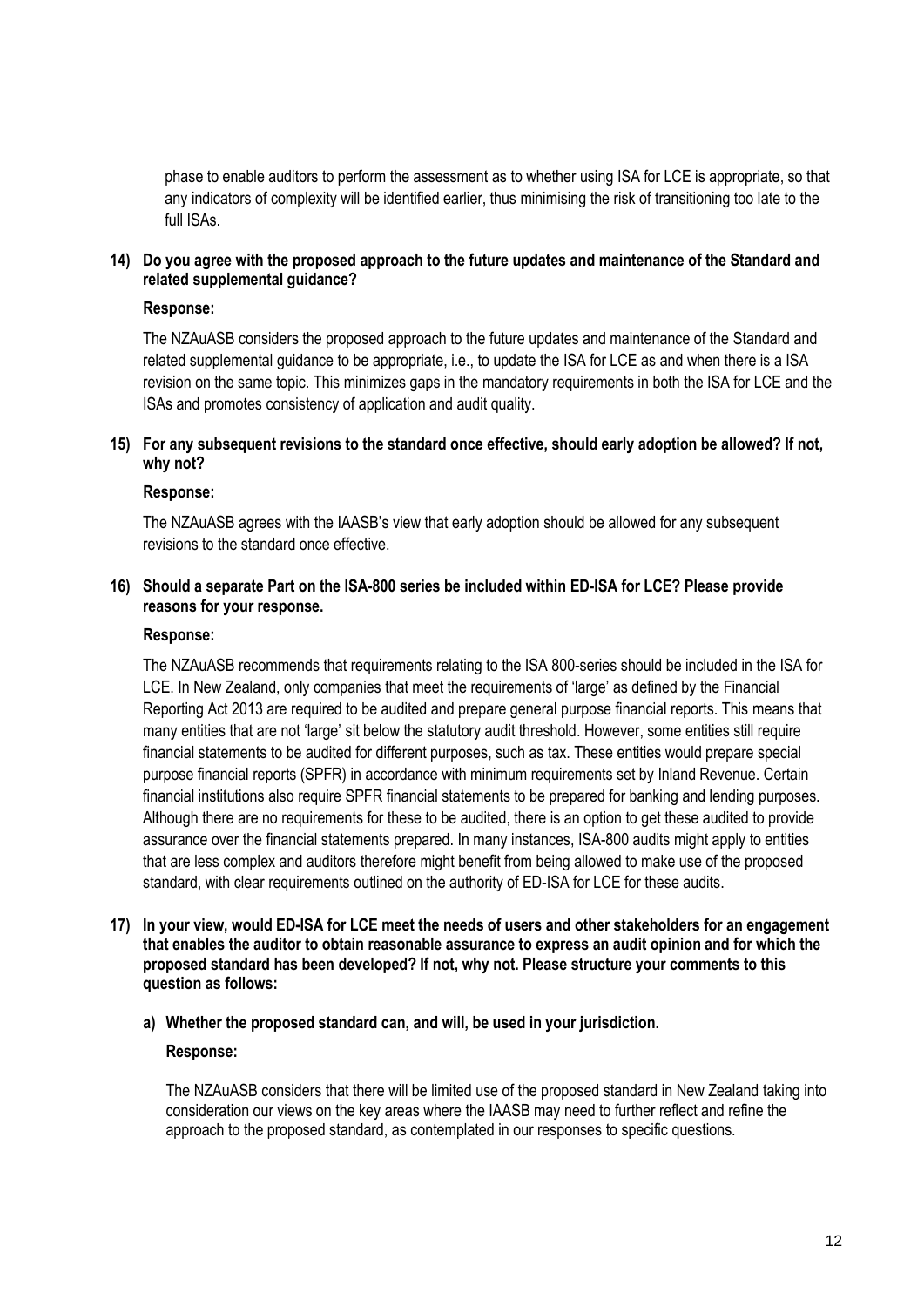phase to enable auditors to perform the assessment as to whether using ISA for LCE is appropriate, so that any indicators of complexity will be identified earlier, thus minimising the risk of transitioning too late to the full ISAs.

**14) Do you agree with the proposed approach to the future updates and maintenance of the Standard and related supplemental guidance?**

**Response:**

The NZAuASB considers the proposed approach to the future updates and maintenance of the Standard and related supplemental guidance to be appropriate, i.e., to update the ISA for LCE as and when there is a ISA revision on the same topic. This minimizes gaps in the mandatory requirements in both the ISA for LCE and the ISAs and promotes consistency of application and audit quality.

**15) For any subsequent revisions to the standard once effective, should early adoption be allowed? If not, why not?**

**Response:**

The NZAuASB agrees with the IAASB's view that early adoption should be allowed for any subsequent revisions to the standard once effective.

**16) Should a separate Part on the ISA-800 series be included within ED-ISA for LCE? Please provide reasons for your response.**

**Response:**

The NZAuASB recommends that requirements relating to the ISA 800-series should be included in the ISA for LCE. In New Zealand, only companies that meet the requirements of 'large' as defined by the Financial Reporting Act 2013 are required to be audited and prepare general purpose financial reports. This means that many entities that are not 'large' sit below the statutory audit threshold. However, some entities still require financial statements to be audited for different purposes, such as tax. These entities would prepare special purpose financial reports (SPFR) in accordance with minimum requirements set by Inland Revenue. Certain financial institutions also require SPFR financial statements to be prepared for banking and lending purposes. Although there are no requirements for these to be audited, there is an option to get these audited to provide assurance over the financial statements prepared. In many instances, ISA-800 audits might apply to entities that are less complex and auditors therefore might benefit from being allowed to make use of the proposed standard, with clear requirements outlined on the authority of ED-ISA for LCE for these audits.

**17) In your view, would ED-ISA for LCE meet the needs of users and other stakeholders for an engagement that enables the auditor to obtain reasonable assurance to express an audit opinion and for which the proposed standard has been developed? If not, why not. Please structure your comments to this question as follows:**

**a) Whether the proposed standard can, and will, be used in your jurisdiction.**

**Response:**

The NZAuASB considers that there will be limited use of the proposed standard in New Zealand taking into consideration our views on the key areas where the IAASB may need to further reflect and refine the approach to the proposed standard, as contemplated in our responses to specific questions.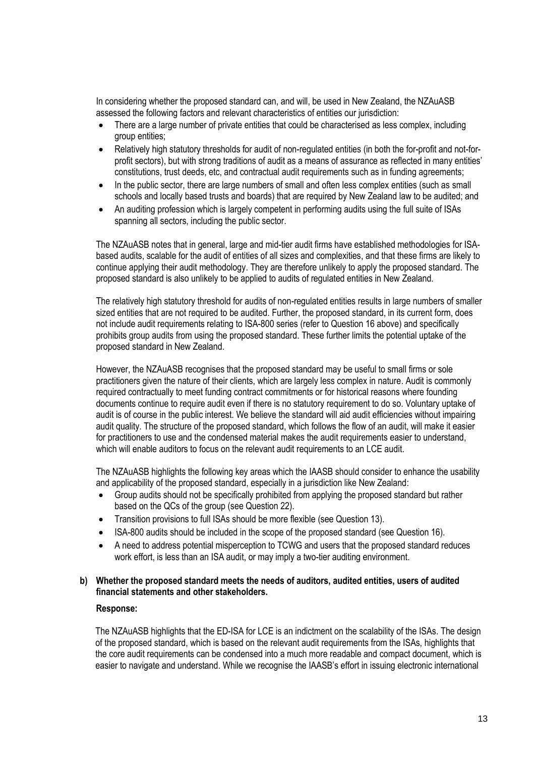In considering whether the proposed standard can, and will, be used in New Zealand, the NZAuASB assessed the following factors and relevant characteristics of entities our jurisdiction:

- There are a large number of private entities that could be characterised as less complex, including group entities;
- Relatively high statutory thresholds for audit of non-regulated entities (in both the for-profit and not-for-profit sectors), but with strong traditions of audit as a means of assurance as reflected in many entities' constitutions, trust deeds, etc, and contractual audit requirements such as in funding agreements;
- In the public sector, there are large numbers of small and often less complex entities (such as small schools and locally based trusts and boards) that are required by New Zealand law to be audited; and
- An auditing profession which is largely competent in performing audits using the full suite of ISAs spanning all sectors, including the public sector.

The NZAuASB notes that in general, large and mid-tier audit firms have established methodologies for ISA-based audits, scalable for the audit of entities of all sizes and complexities, and that these firms are likely to continue applying their audit methodology. They are therefore unlikely to apply the proposed standard. The proposed standard is also unlikely to be applied to audits of regulated entities in New Zealand.

The relatively high statutory threshold for audits of non-regulated entities results in large numbers of smaller sized entities that are not required to be audited. Further, the proposed standard, in its current form, does not include audit requirements relating to ISA-800 series (refer to Question 16 above) and specifically prohibits group audits from using the proposed standard. These further limits the potential uptake of the proposed standard in New Zealand.

However, the NZAuASB recognises that the proposed standard may be useful to small firms or sole practitioners given the nature of their clients, which are largely less complex in nature. Audit is commonly required contractually to meet funding contract commitments or for historical reasons where founding documents continue to require audit even if there is no statutory requirement to do so. Voluntary uptake of audit is of course in the public interest. We believe the standard will aid audit efficiencies without impairing audit quality. The structure of the proposed standard, which follows the flow of an audit, will make it easier for practitioners to use and the condensed material makes the audit requirements easier to understand, which will enable auditors to focus on the relevant audit requirements to an LCE audit.

The NZAuASB highlights the following key areas which the IAASB should consider to enhance the usability and applicability of the proposed standard, especially in a jurisdiction like New Zealand:

- Group audits should not be specifically prohibited from applying the proposed standard but rather based on the QCs of the group (see Question 22).
- Transition provisions to full ISAs should be more flexible (see Question 13).
- ISA-800 audits should be included in the scope of the proposed standard (see Question 16).
- A need to address potential misperception to TCWG and users that the proposed standard reduces work effort, is less than an ISA audit, or may imply a two-tier auditing environment.

**b) Whether the proposed standard meets the needs of auditors, audited entities, users of audited financial statements and other stakeholders.**

**Response:**

The NZAuASB highlights that the ED-ISA for LCE is an indictment on the scalability of the ISAs. The design of the proposed standard, which is based on the relevant audit requirements from the ISAs, highlights that the core audit requirements can be condensed into a much more readable and compact document, which is easier to navigate and understand. While we recognise the IAASB's effort in issuing electronic international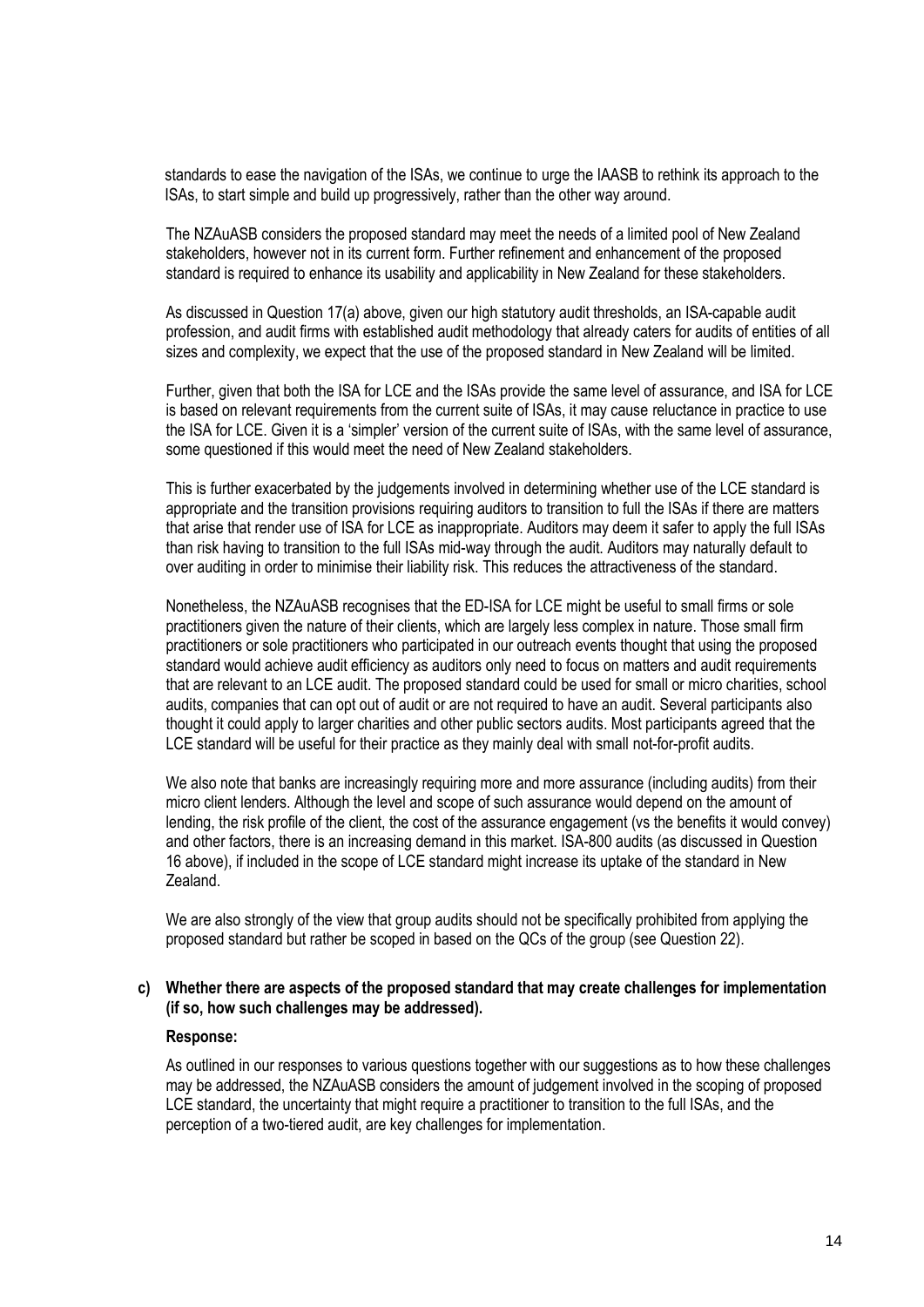standards to ease the navigation of the ISAs, we continue to urge the IAASB to rethink its approach to the ISAs, to start simple and build up progressively, rather than the other way around.

The NZAuASB considers the proposed standard may meet the needs of a limited pool of New Zealand stakeholders, however not in its current form. Further refinement and enhancement of the proposed standard is required to enhance its usability and applicability in New Zealand for these stakeholders.

As discussed in Question 17(a) above, given our high statutory audit thresholds, an ISA-capable audit profession, and audit firms with established audit methodology that already caters for audits of entities of all sizes and complexity, we expect that the use of the proposed standard in New Zealand will be limited.

Further, given that both the ISA for LCE and the ISAs provide the same level of assurance, and ISA for LCE is based on relevant requirements from the current suite of ISAs, it may cause reluctance in practice to use the ISA for LCE. Given it is a 'simpler' version of the current suite of ISAs, with the same level of assurance, some questioned if this would meet the need of New Zealand stakeholders.

This is further exacerbated by the judgements involved in determining whether use of the LCE standard is appropriate and the transition provisions requiring auditors to transition to full the ISAs if there are matters that arise that render use of ISA for LCE as inappropriate. Auditors may deem it safer to apply the full ISAs than risk having to transition to the full ISAs mid-way through the audit. Auditors may naturally default to over auditing in order to minimise their liability risk. This reduces the attractiveness of the standard.

Nonetheless, the NZAuASB recognises that the ED-ISA for LCE might be useful to small firms or sole practitioners given the nature of their clients, which are largely less complex in nature. Those small firm practitioners or sole practitioners who participated in our outreach events thought that using the proposed standard would achieve audit efficiency as auditors only need to focus on matters and audit requirements that are relevant to an LCE audit. The proposed standard could be used for small or micro charities, school audits, companies that can opt out of audit or are not required to have an audit. Several participants also thought it could apply to larger charities and other public sectors audits. Most participants agreed that the LCE standard will be useful for their practice as they mainly deal with small not-for-profit audits.

We also note that banks are increasingly requiring more and more assurance (including audits) from their micro client lenders. Although the level and scope of such assurance would depend on the amount of lending, the risk profile of the client, the cost of the assurance engagement (vs the benefits it would convey) and other factors, there is an increasing demand in this market. ISA-800 audits (as discussed in Question 16 above), if included in the scope of LCE standard might increase its uptake of the standard in New Zealand.

We are also strongly of the view that group audits should not be specifically prohibited from applying the proposed standard but rather be scoped in based on the QCs of the group (see Question 22).

**c) Whether there are aspects of the proposed standard that may create challenges for implementation (if so, how such challenges may be addressed).**

**Response:**

As outlined in our responses to various questions together with our suggestions as to how these challenges may be addressed, the NZAuASB considers the amount of judgement involved in the scoping of proposed LCE standard, the uncertainty that might require a practitioner to transition to the full ISAs, and the perception of a two-tiered audit, are key challenges for implementation.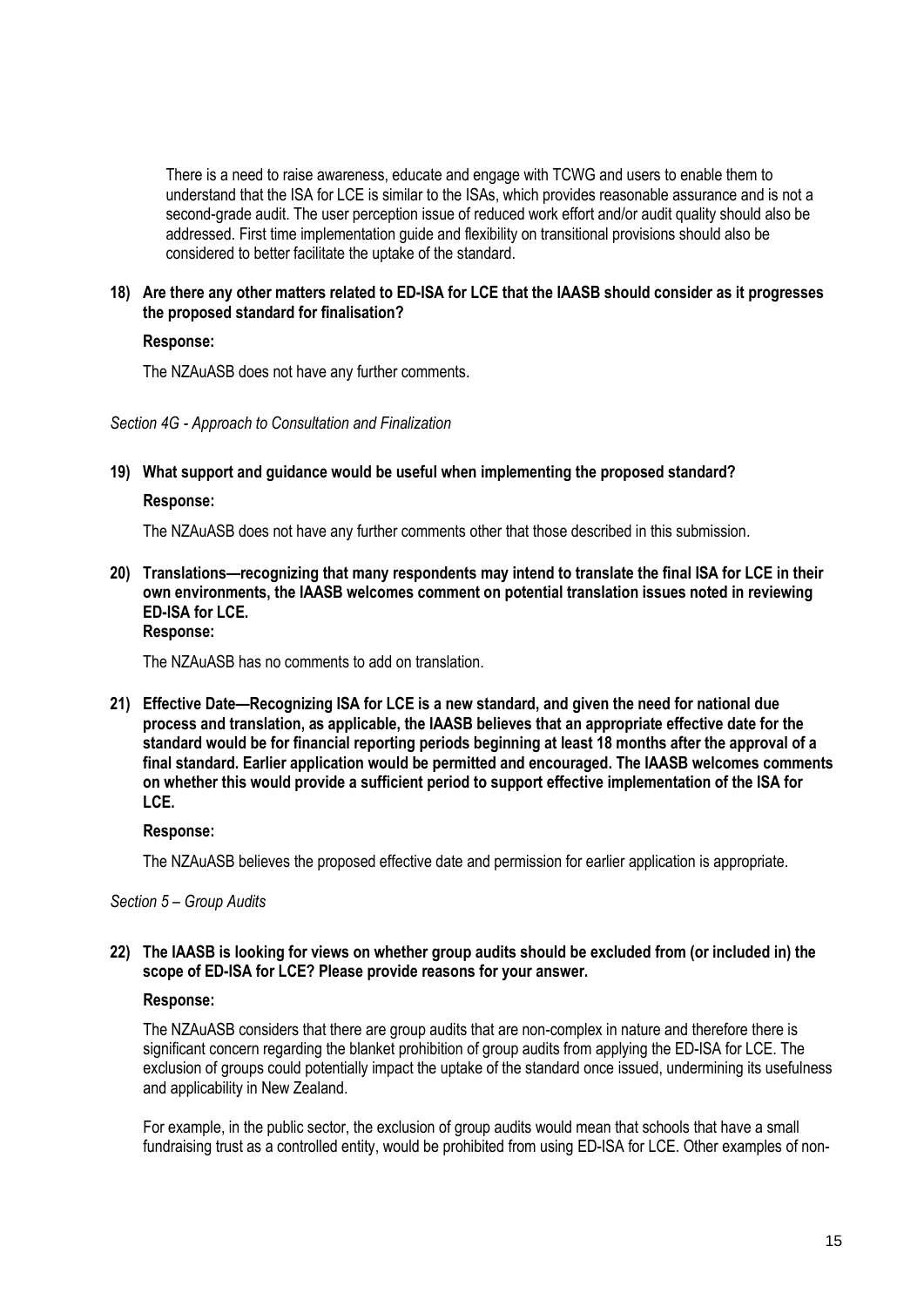There is a need to raise awareness, educate and engage with TCWG and users to enable them to understand that the ISA for LCE is similar to the ISAs, which provides reasonable assurance and is not a second-grade audit. The user perception issue of reduced work effort and/or audit quality should also be addressed. First time implementation guide and flexibility on transitional provisions should also be considered to better facilitate the uptake of the standard.

**18) Are there any other matters related to ED-ISA for LCE that the IAASB should consider as it progresses the proposed standard for finalisation?**

**Response:**

The NZAuASB does not have any further comments.

*Section 4G - Approach to Consultation and Finalization*

**19) What support and guidance would be useful when implementing the proposed standard?**

**Response:**

The NZAuASB does not have any further comments other that those described in this submission.

**20) Translations—recognizing that many respondents may intend to translate the final ISA for LCE in their own environments, the IAASB welcomes comment on potential translation issues noted in reviewing ED-ISA for LCE.**

**Response:**

The NZAuASB has no comments to add on translation.

**21) Effective Date—Recognizing ISA for LCE is a new standard, and given the need for national due process and translation, as applicable, the IAASB believes that an appropriate effective date for the standard would be for financial reporting periods beginning at least 18 months after the approval of a final standard. Earlier application would be permitted and encouraged. The IAASB welcomes comments on whether this would provide a sufficient period to support effective implementation of the ISA for LCE.**

**Response:**

The NZAuASB believes the proposed effective date and permission for earlier application is appropriate.

*Section 5 – Group Audits*

**22) The IAASB is looking for views on whether group audits should be excluded from (or included in) the scope of ED-ISA for LCE? Please provide reasons for your answer.**

**Response:**

The NZAuASB considers that there are group audits that are non-complex in nature and therefore there is significant concern regarding the blanket prohibition of group audits from applying the ED-ISA for LCE. The exclusion of groups could potentially impact the uptake of the standard once issued, undermining its usefulness and applicability in New Zealand.

For example, in the public sector, the exclusion of group audits would mean that schools that have a small fundraising trust as a controlled entity, would be prohibited from using ED-ISA for LCE. Other examples of non-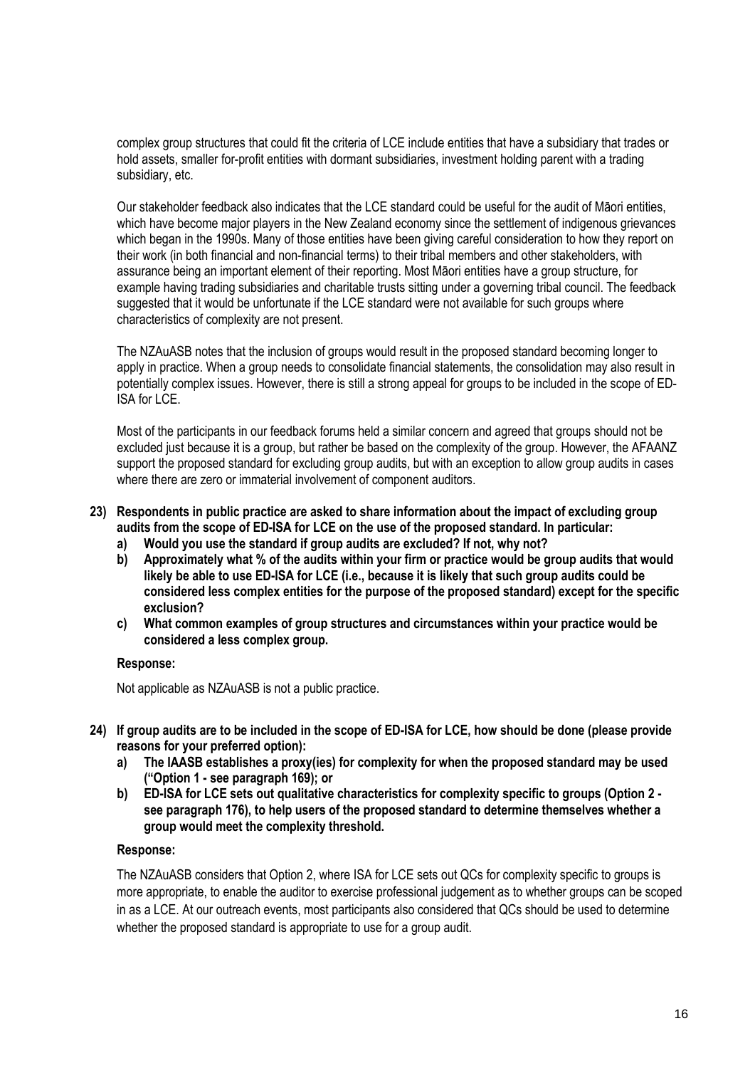complex group structures that could fit the criteria of LCE include entities that have a subsidiary that trades or hold assets, smaller for-profit entities with dormant subsidiaries, investment holding parent with a trading subsidiary, etc.

Our stakeholder feedback also indicates that the LCE standard could be useful for the audit of Māori entities, which have become major players in the New Zealand economy since the settlement of indigenous grievances which began in the 1990s. Many of those entities have been giving careful consideration to how they report on their work (in both financial and non-financial terms) to their tribal members and other stakeholders, with assurance being an important element of their reporting. Most Māori entities have a group structure, for example having trading subsidiaries and charitable trusts sitting under a governing tribal council. The feedback suggested that it would be unfortunate if the LCE standard were not available for such groups where characteristics of complexity are not present.

The NZAuASB notes that the inclusion of groups would result in the proposed standard becoming longer to apply in practice. When a group needs to consolidate financial statements, the consolidation may also result in potentially complex issues. However, there is still a strong appeal for groups to be included in the scope of ED-ISA for LCE.

Most of the participants in our feedback forums held a similar concern and agreed that groups should not be excluded just because it is a group, but rather be based on the complexity of the group. However, the AFAANZ support the proposed standard for excluding group audits, but with an exception to allow group audits in cases where there are zero or immaterial involvement of component auditors.

**23) Respondents in public practice are asked to share information about the impact of excluding group audits from the scope of ED-ISA for LCE on the use of the proposed standard. In particular:**

**a) Would you use the standard if group audits are excluded? If not, why not?**

**b) Approximately what % of the audits within your firm or practice would be group audits that would likely be able to use ED-ISA for LCE (i.e., because it is likely that such group audits could be considered less complex entities for the purpose of the proposed standard) except for the specific exclusion?**

**c) What common examples of group structures and circumstances within your practice would be considered a less complex group.**

**Response:**

Not applicable as NZAuASB is not a public practice.

**24) If group audits are to be included in the scope of ED-ISA for LCE, how should be done (please provide reasons for your preferred option):**

**a) The IAASB establishes a proxy(ies) for complexity for when the proposed standard may be used ("Option 1 - see paragraph 169); or**

**b) ED-ISA for LCE sets out qualitative characteristics for complexity specific to groups (Option 2 - see paragraph 176), to help users of the proposed standard to determine themselves whether a group would meet the complexity threshold.**

**Response:**

The NZAuASB considers that Option 2, where ISA for LCE sets out QCs for complexity specific to groups is more appropriate, to enable the auditor to exercise professional judgement as to whether groups can be scoped in as a LCE. At our outreach events, most participants also considered that QCs should be used to determine whether the proposed standard is appropriate to use for a group audit.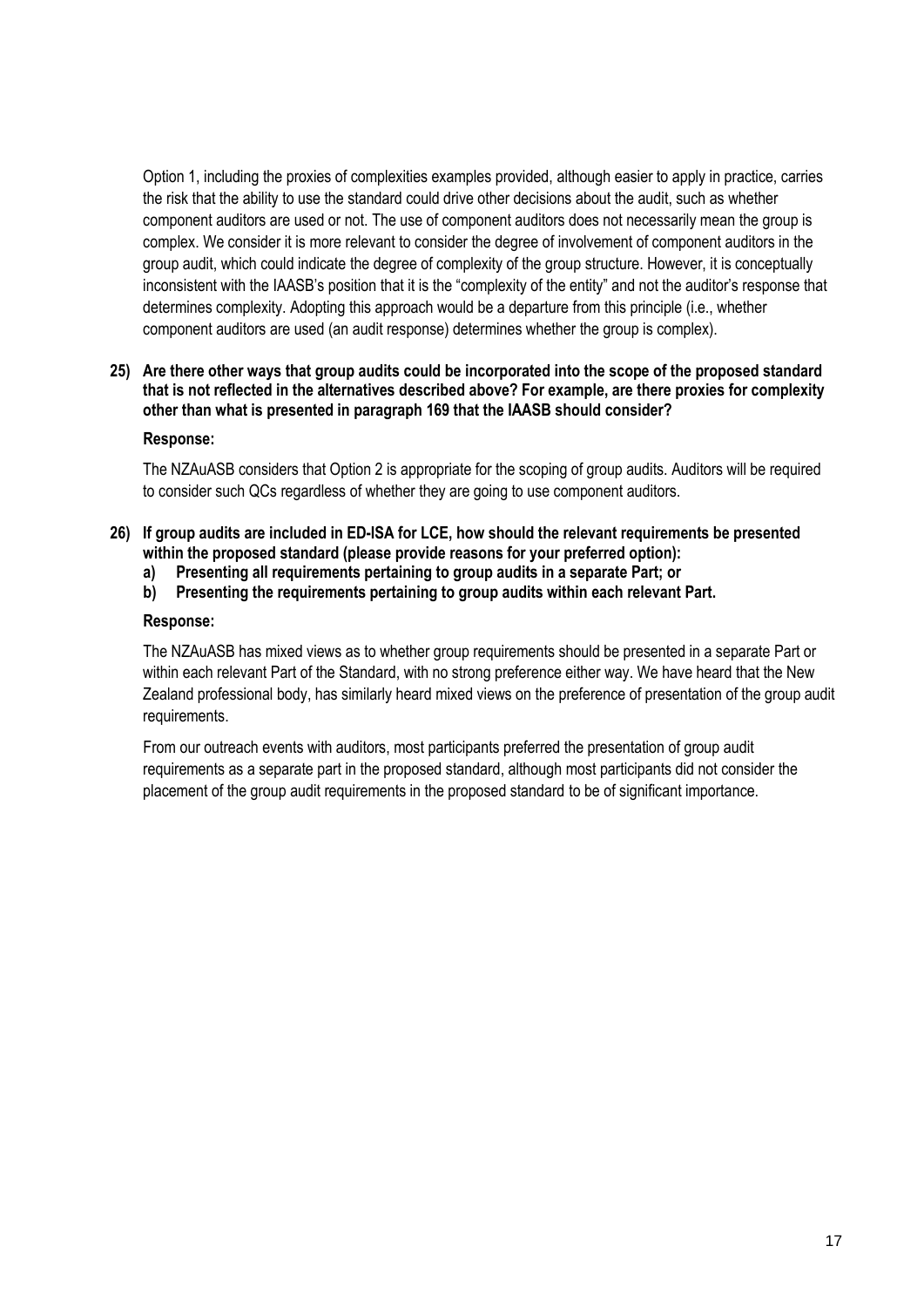Option 1, including the proxies of complexities examples provided, although easier to apply in practice, carries the risk that the ability to use the standard could drive other decisions about the audit, such as whether component auditors are used or not. The use of component auditors does not necessarily mean the group is complex. We consider it is more relevant to consider the degree of involvement of component auditors in the group audit, which could indicate the degree of complexity of the group structure. However, it is conceptually inconsistent with the IAASB's position that it is the "complexity of the entity" and not the auditor's response that determines complexity. Adopting this approach would be a departure from this principle (i.e., whether component auditors are used (an audit response) determines whether the group is complex).

**25) Are there other ways that group audits could be incorporated into the scope of the proposed standard that is not reflected in the alternatives described above? For example, are there proxies for complexity other than what is presented in paragraph 169 that the IAASB should consider?**

**Response:**

The NZAuASB considers that Option 2 is appropriate for the scoping of group audits. Auditors will be required to consider such QCs regardless of whether they are going to use component auditors.

**26) If group audits are included in ED-ISA for LCE, how should the relevant requirements be presented within the proposed standard (please provide reasons for your preferred option):**

**a) Presenting all requirements pertaining to group audits in a separate Part; or**

**b) Presenting the requirements pertaining to group audits within each relevant Part.**

**Response:**

The NZAuASB has mixed views as to whether group requirements should be presented in a separate Part or within each relevant Part of the Standard, with no strong preference either way. We have heard that the New Zealand professional body, has similarly heard mixed views on the preference of presentation of the group audit requirements.

From our outreach events with auditors, most participants preferred the presentation of group audit requirements as a separate part in the proposed standard, although most participants did not consider the placement of the group audit requirements in the proposed standard to be of significant importance.